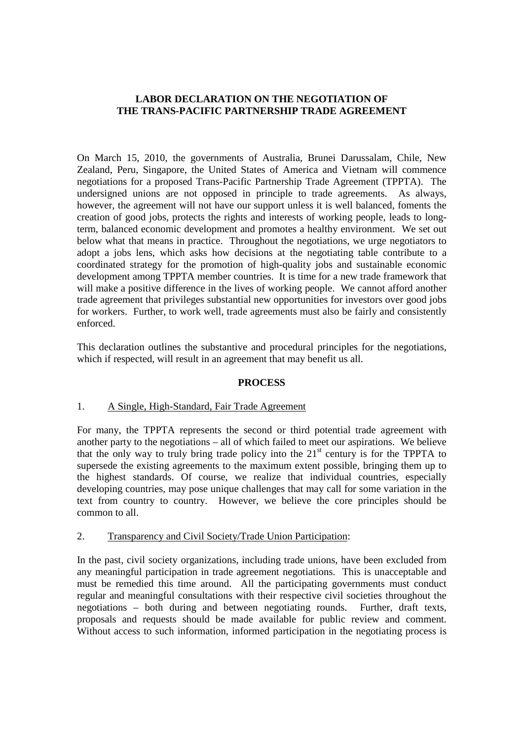# LABOR DECLARATION ON THE NEGOTIATION OF THE TRANS-PACIFIC PARTNERSHIP TRADE AGREEMENT

On March 15, 2010, the governments of Australia, Brunei Darussalam, Chile, New Zealand, Peru, Singapore, the United States of America and Vietnam will commence negotiations for a proposed Trans-Pacific Partnership Trade Agreement (TPPTA). The undersigned unions are not opposed in principle to trade agreements. As always, however, the agreement will not have our support unless it is well balanced, foments the creation of good jobs, protects the rights and interests of working people, leads to long-term, balanced economic development and promotes a healthy environment. We set out below what that means in practice. Throughout the negotiations, we urge negotiators to adopt a jobs lens, which asks how decisions at the negotiating table contribute to a coordinated strategy for the promotion of high-quality jobs and sustainable economic development among TPPTA member countries. It is time for a new trade framework that will make a positive difference in the lives of working people. We cannot afford another trade agreement that privileges substantial new opportunities for investors over good jobs for workers. Further, to work well, trade agreements must also be fairly and consistently enforced.

This declaration outlines the substantive and procedural principles for the negotiations, which if respected, will result in an agreement that may benefit us all.

## PROCESS

### 1. A Single, High-Standard, Fair Trade Agreement

For many, the TPPTA represents the second or third potential trade agreement with another party to the negotiations – all of which failed to meet our aspirations. We believe that the only way to truly bring trade policy into the 21st century is for the TPPTA to supersede the existing agreements to the maximum extent possible, bringing them up to the highest standards. Of course, we realize that individual countries, especially developing countries, may pose unique challenges that may call for some variation in the text from country to country. However, we believe the core principles should be common to all.

### 2. Transparency and Civil Society/Trade Union Participation:

In the past, civil society organizations, including trade unions, have been excluded from any meaningful participation in trade agreement negotiations. This is unacceptable and must be remedied this time around. All the participating governments must conduct regular and meaningful consultations with their respective civil societies throughout the negotiations – both during and between negotiating rounds. Further, draft texts, proposals and requests should be made available for public review and comment. Without access to such information, informed participation in the negotiating process is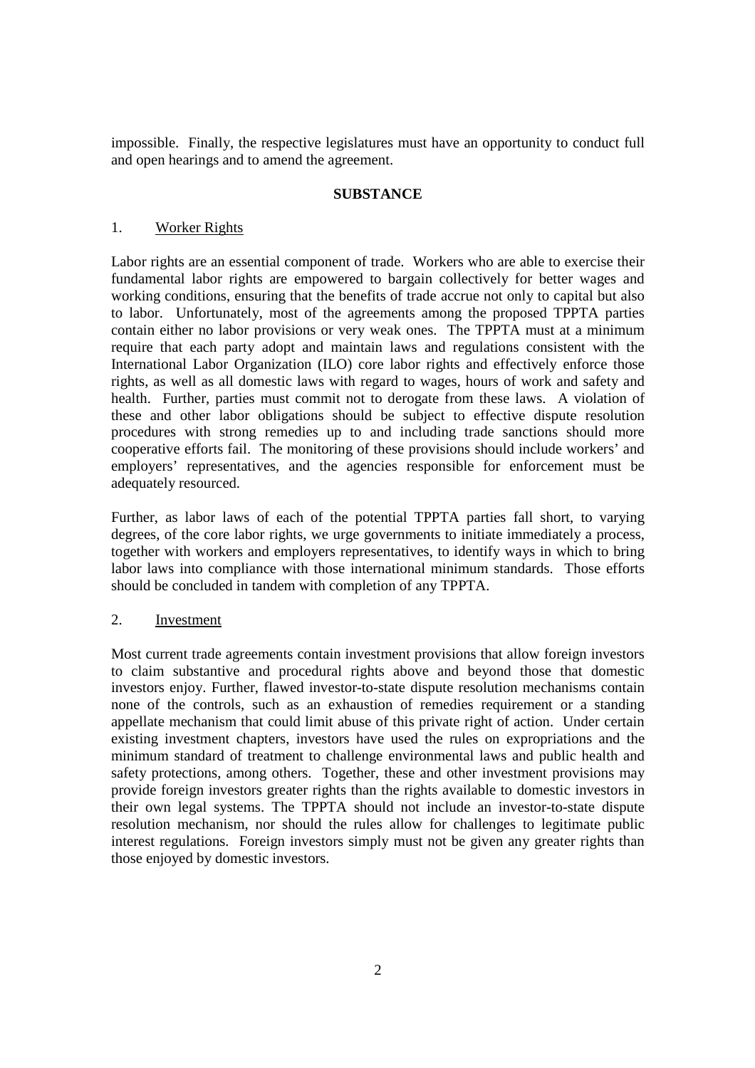impossible. Finally, the respective legislatures must have an opportunity to conduct full and open hearings and to amend the agreement.

## SUBSTANCE

### 1. Worker Rights

Labor rights are an essential component of trade. Workers who are able to exercise their fundamental labor rights are empowered to bargain collectively for better wages and working conditions, ensuring that the benefits of trade accrue not only to capital but also to labor. Unfortunately, most of the agreements among the proposed TPPTA parties contain either no labor provisions or very weak ones. The TPPTA must at a minimum require that each party adopt and maintain laws and regulations consistent with the International Labor Organization (ILO) core labor rights and effectively enforce those rights, as well as all domestic laws with regard to wages, hours of work and safety and health. Further, parties must commit not to derogate from these laws. A violation of these and other labor obligations should be subject to effective dispute resolution procedures with strong remedies up to and including trade sanctions should more cooperative efforts fail. The monitoring of these provisions should include workers' and employers' representatives, and the agencies responsible for enforcement must be adequately resourced.

Further, as labor laws of each of the potential TPPTA parties fall short, to varying degrees, of the core labor rights, we urge governments to initiate immediately a process, together with workers and employers representatives, to identify ways in which to bring labor laws into compliance with those international minimum standards. Those efforts should be concluded in tandem with completion of any TPPTA.

### 2. Investment

Most current trade agreements contain investment provisions that allow foreign investors to claim substantive and procedural rights above and beyond those that domestic investors enjoy. Further, flawed investor-to-state dispute resolution mechanisms contain none of the controls, such as an exhaustion of remedies requirement or a standing appellate mechanism that could limit abuse of this private right of action. Under certain existing investment chapters, investors have used the rules on expropriations and the minimum standard of treatment to challenge environmental laws and public health and safety protections, among others. Together, these and other investment provisions may provide foreign investors greater rights than the rights available to domestic investors in their own legal systems. The TPPTA should not include an investor-to-state dispute resolution mechanism, nor should the rules allow for challenges to legitimate public interest regulations. Foreign investors simply must not be given any greater rights than those enjoyed by domestic investors.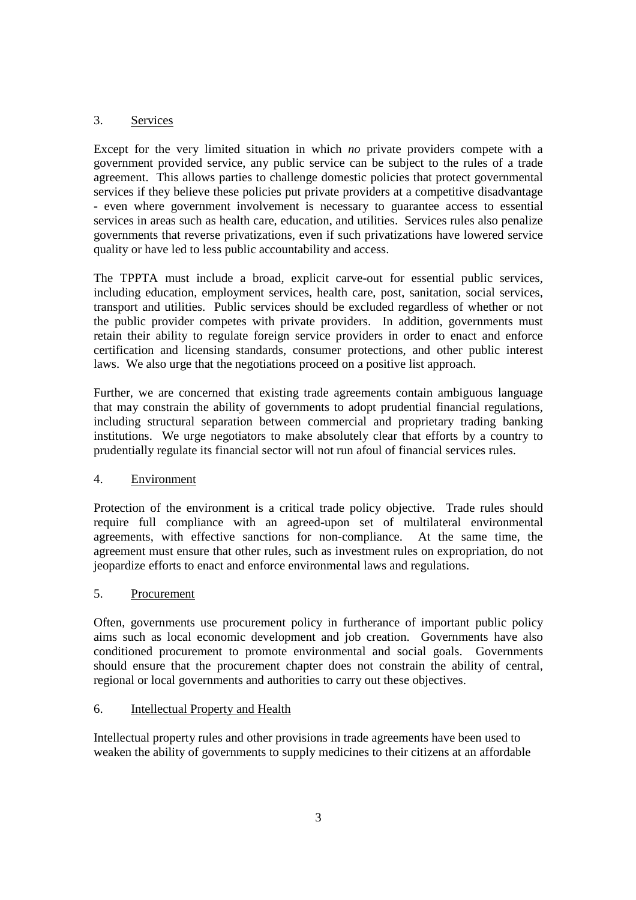## 3. Services

Except for the very limited situation in which *no* private providers compete with a government provided service, any public service can be subject to the rules of a trade agreement. This allows parties to challenge domestic policies that protect governmental services if they believe these policies put private providers at a competitive disadvantage - even where government involvement is necessary to guarantee access to essential services in areas such as health care, education, and utilities. Services rules also penalize governments that reverse privatizations, even if such privatizations have lowered service quality or have led to less public accountability and access.

The TPPTA must include a broad, explicit carve-out for essential public services, including education, employment services, health care, post, sanitation, social services, transport and utilities. Public services should be excluded regardless of whether or not the public provider competes with private providers. In addition, governments must retain their ability to regulate foreign service providers in order to enact and enforce certification and licensing standards, consumer protections, and other public interest laws. We also urge that the negotiations proceed on a positive list approach.

Further, we are concerned that existing trade agreements contain ambiguous language that may constrain the ability of governments to adopt prudential financial regulations, including structural separation between commercial and proprietary trading banking institutions. We urge negotiators to make absolutely clear that efforts by a country to prudentially regulate its financial sector will not run afoul of financial services rules.

## 4. Environment

Protection of the environment is a critical trade policy objective. Trade rules should require full compliance with an agreed-upon set of multilateral environmental agreements, with effective sanctions for non-compliance. At the same time, the agreement must ensure that other rules, such as investment rules on expropriation, do not jeopardize efforts to enact and enforce environmental laws and regulations.

## 5. Procurement

Often, governments use procurement policy in furtherance of important public policy aims such as local economic development and job creation. Governments have also conditioned procurement to promote environmental and social goals. Governments should ensure that the procurement chapter does not constrain the ability of central, regional or local governments and authorities to carry out these objectives.

## 6. Intellectual Property and Health

Intellectual property rules and other provisions in trade agreements have been used to weaken the ability of governments to supply medicines to their citizens at an affordable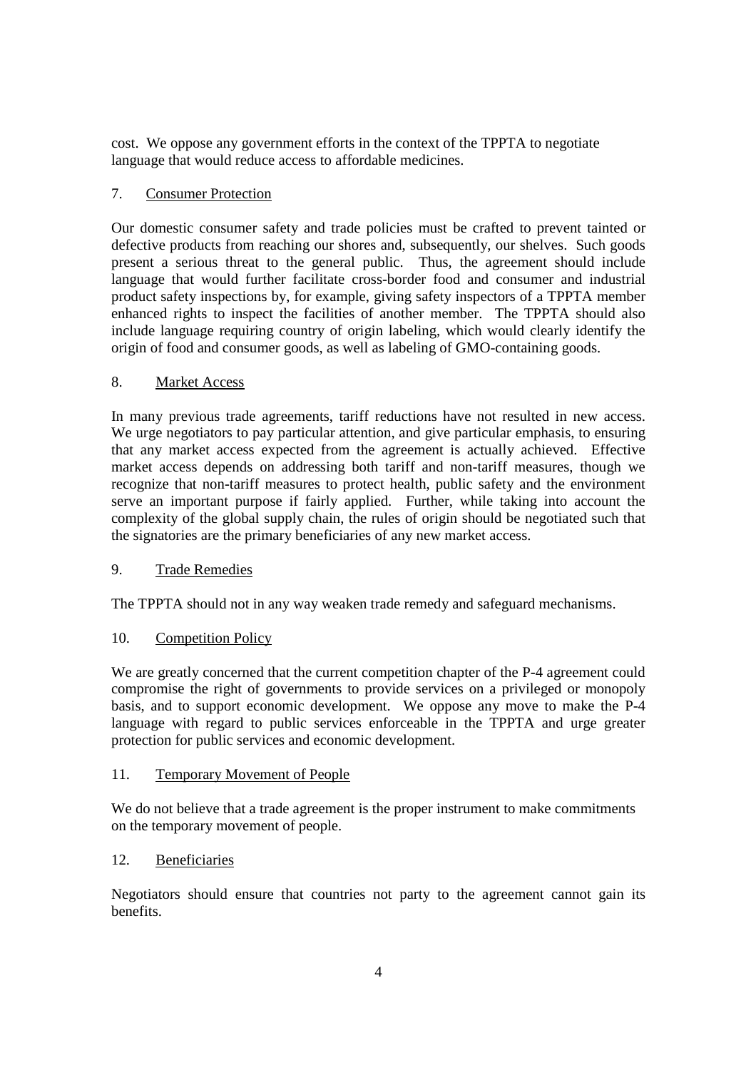cost. We oppose any government efforts in the context of the TPPTA to negotiate language that would reduce access to affordable medicines.

7. Consumer Protection

Our domestic consumer safety and trade policies must be crafted to prevent tainted or defective products from reaching our shores and, subsequently, our shelves. Such goods present a serious threat to the general public. Thus, the agreement should include language that would further facilitate cross-border food and consumer and industrial product safety inspections by, for example, giving safety inspectors of a TPPTA member enhanced rights to inspect the facilities of another member. The TPPTA should also include language requiring country of origin labeling, which would clearly identify the origin of food and consumer goods, as well as labeling of GMO-containing goods.

8. Market Access

In many previous trade agreements, tariff reductions have not resulted in new access. We urge negotiators to pay particular attention, and give particular emphasis, to ensuring that any market access expected from the agreement is actually achieved. Effective market access depends on addressing both tariff and non-tariff measures, though we recognize that non-tariff measures to protect health, public safety and the environment serve an important purpose if fairly applied. Further, while taking into account the complexity of the global supply chain, the rules of origin should be negotiated such that the signatories are the primary beneficiaries of any new market access.

9. Trade Remedies

The TPPTA should not in any way weaken trade remedy and safeguard mechanisms.

10. Competition Policy

We are greatly concerned that the current competition chapter of the P-4 agreement could compromise the right of governments to provide services on a privileged or monopoly basis, and to support economic development. We oppose any move to make the P-4 language with regard to public services enforceable in the TPPTA and urge greater protection for public services and economic development.

11. Temporary Movement of People

We do not believe that a trade agreement is the proper instrument to make commitments on the temporary movement of people.

12. Beneficiaries

Negotiators should ensure that countries not party to the agreement cannot gain its benefits.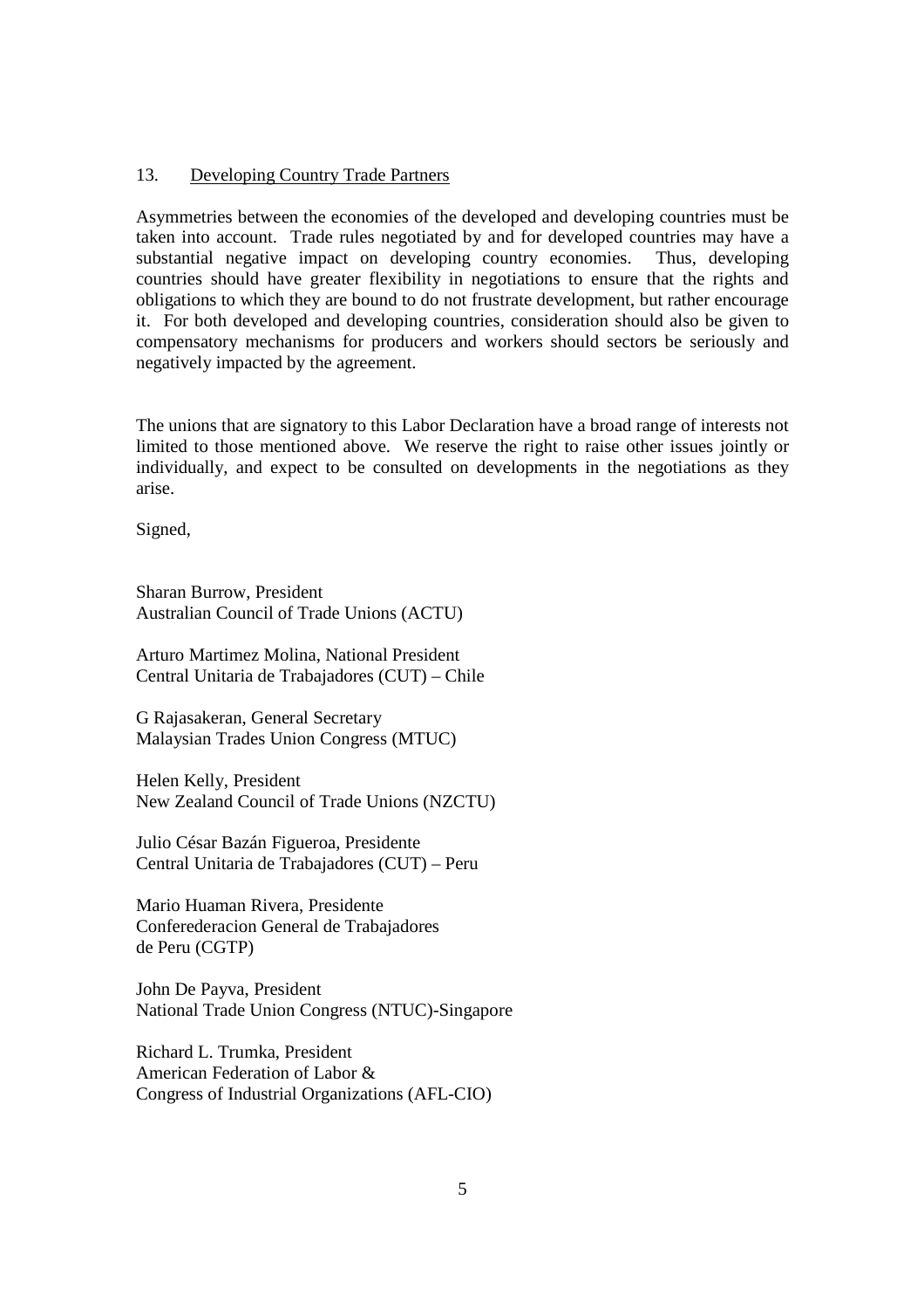13. <u>Developing Country Trade Partners</u>

Asymmetries between the economies of the developed and developing countries must be taken into account. Trade rules negotiated by and for developed countries may have a substantial negative impact on developing country economies. Thus, developing countries should have greater flexibility in negotiations to ensure that the rights and obligations to which they are bound to do not frustrate development, but rather encourage it. For both developed and developing countries, consideration should also be given to compensatory mechanisms for producers and workers should sectors be seriously and negatively impacted by the agreement.

The unions that are signatory to this Labor Declaration have a broad range of interests not limited to those mentioned above. We reserve the right to raise other issues jointly or individually, and expect to be consulted on developments in the negotiations as they arise.

Signed,

Sharan Burrow, President
Australian Council of Trade Unions (ACTU)

Arturo Martimez Molina, National President
Central Unitaria de Trabajadores (CUT) – Chile

G Rajasakeran, General Secretary
Malaysian Trades Union Congress (MTUC)

Helen Kelly, President
New Zealand Council of Trade Unions (NZCTU)

Julio César Bazán Figueroa, Presidente
Central Unitaria de Trabajadores (CUT) – Peru

Mario Huaman Rivera, Presidente
Conferederacion General de Trabajadores
de Peru (CGTP)

John De Payva, President
National Trade Union Congress (NTUC)-Singapore

Richard L. Trumka, President
American Federation of Labor &
Congress of Industrial Organizations (AFL-CIO)